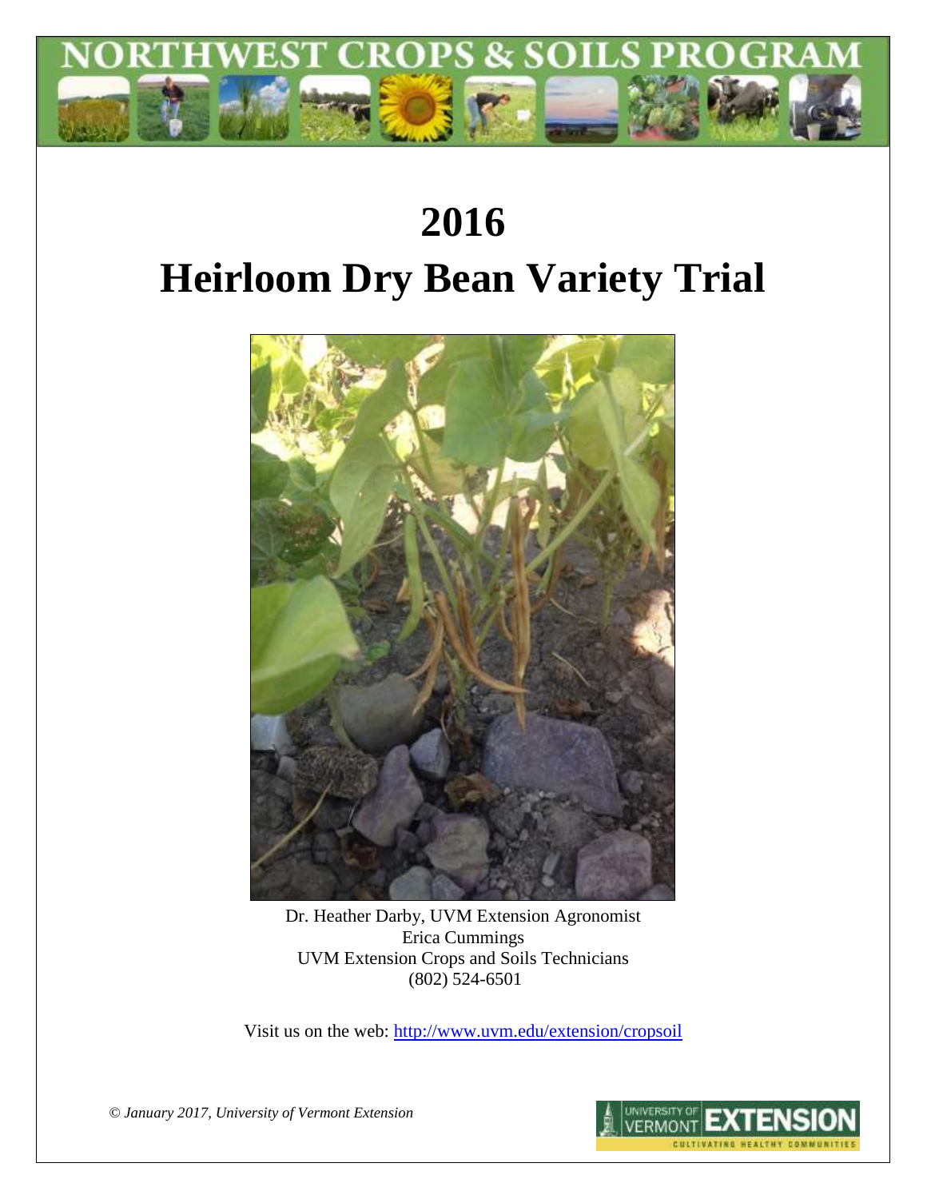NORTHWEST CROPS & SOILS PROGRAM

# 2016
# Heirloom Dry Bean Variety Trial

Dr. Heather Darby, UVM Extension Agronomist
Erica Cummings
UVM Extension Crops and Soils Technicians
(802) 524-6501

Visit us on the web: http://www.uvm.edu/extension/cropsoil

*© January 2017, University of Vermont Extension*

UNIVERSITY OF VERMONT EXTENSION
CULTIVATING HEALTHY COMMUNITIES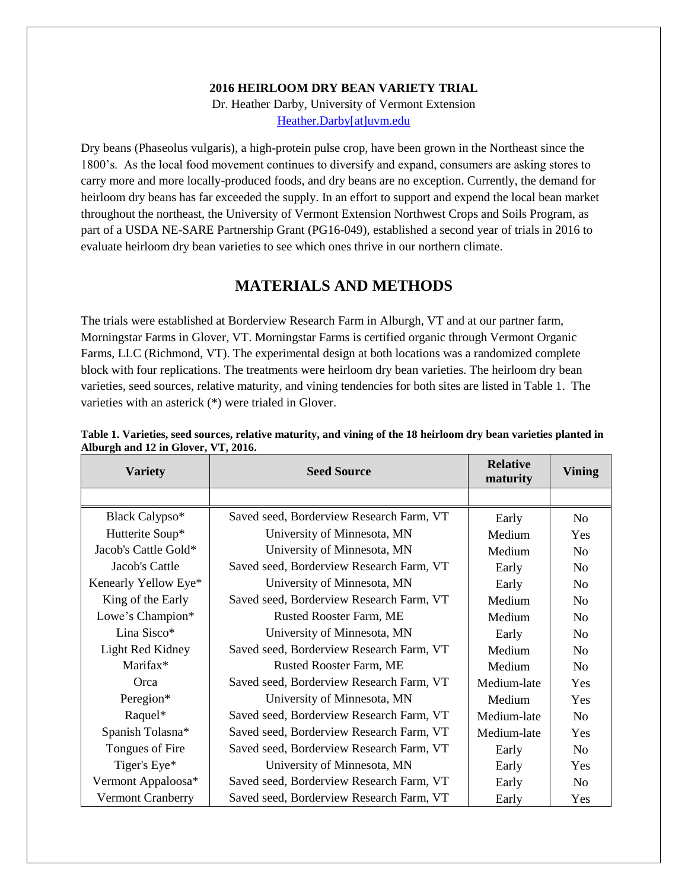**2016 HEIRLOOM DRY BEAN VARIETY TRIAL**

Dr. Heather Darby, University of Vermont Extension

Heather.Darby[at]uvm.edu

Dry beans (Phaseolus vulgaris), a high-protein pulse crop, have been grown in the Northeast since the 1800's. As the local food movement continues to diversify and expand, consumers are asking stores to carry more and more locally-produced foods, and dry beans are no exception. Currently, the demand for heirloom dry beans has far exceeded the supply. In an effort to support and expend the local bean market throughout the northeast, the University of Vermont Extension Northwest Crops and Soils Program, as part of a USDA NE-SARE Partnership Grant (PG16-049), established a second year of trials in 2016 to evaluate heirloom dry bean varieties to see which ones thrive in our northern climate.

# MATERIALS AND METHODS

The trials were established at Borderview Research Farm in Alburgh, VT and at our partner farm, Morningstar Farms in Glover, VT. Morningstar Farms is certified organic through Vermont Organic Farms, LLC (Richmond, VT). The experimental design at both locations was a randomized complete block with four replications. The treatments were heirloom dry bean varieties. The heirloom dry bean varieties, seed sources, relative maturity, and vining tendencies for both sites are listed in Table 1. The varieties with an asterick (*) were trialed in Glover.

**Table 1. Varieties, seed sources, relative maturity, and vining of the 18 heirloom dry bean varieties planted in Alburgh and 12 in Glover, VT, 2016.**

| Variety | Seed Source | Relative maturity | Vining |
|---|---|---|---|
| Black Calypso* | Saved seed, Borderview Research Farm, VT | Early | No |
| Hutterite Soup* | University of Minnesota, MN | Medium | Yes |
| Jacob's Cattle Gold* | University of Minnesota, MN | Medium | No |
| Jacob's Cattle | Saved seed, Borderview Research Farm, VT | Early | No |
| Kenearly Yellow Eye* | University of Minnesota, MN | Early | No |
| King of the Early | Saved seed, Borderview Research Farm, VT | Medium | No |
| Lowe's Champion* | Rusted Rooster Farm, ME | Medium | No |
| Lina Sisco* | University of Minnesota, MN | Early | No |
| Light Red Kidney | Saved seed, Borderview Research Farm, VT | Medium | No |
| Marifax* | Rusted Rooster Farm, ME | Medium | No |
| Orca | Saved seed, Borderview Research Farm, VT | Medium-late | Yes |
| Peregion* | University of Minnesota, MN | Medium | Yes |
| Raquel* | Saved seed, Borderview Research Farm, VT | Medium-late | No |
| Spanish Tolasna* | Saved seed, Borderview Research Farm, VT | Medium-late | Yes |
| Tongues of Fire | Saved seed, Borderview Research Farm, VT | Early | No |
| Tiger's Eye* | University of Minnesota, MN | Early | Yes |
| Vermont Appaloosa* | Saved seed, Borderview Research Farm, VT | Early | No |
| Vermont Cranberry | Saved seed, Borderview Research Farm, VT | Early | Yes |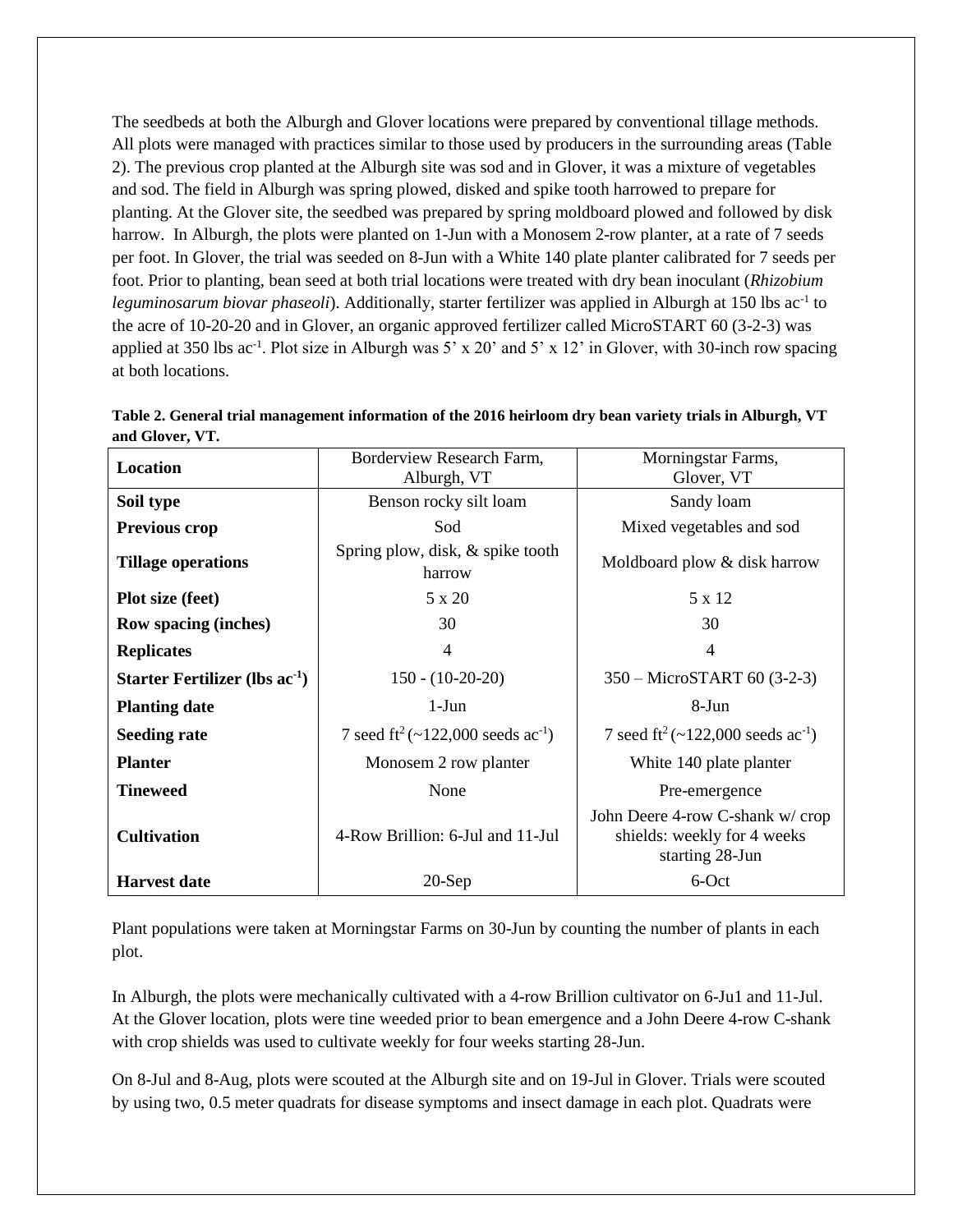The seedbeds at both the Alburgh and Glover locations were prepared by conventional tillage methods. All plots were managed with practices similar to those used by producers in the surrounding areas (Table 2). The previous crop planted at the Alburgh site was sod and in Glover, it was a mixture of vegetables and sod. The field in Alburgh was spring plowed, disked and spike tooth harrowed to prepare for planting. At the Glover site, the seedbed was prepared by spring moldboard plowed and followed by disk harrow. In Alburgh, the plots were planted on 1-Jun with a Monosem 2-row planter, at a rate of 7 seeds per foot. In Glover, the trial was seeded on 8-Jun with a White 140 plate planter calibrated for 7 seeds per foot. Prior to planting, bean seed at both trial locations were treated with dry bean inoculant (*Rhizobium leguminosarum biovar phaseoli*). Additionally, starter fertilizer was applied in Alburgh at 150 lbs $ac^{-1}$ to the acre of 10-20-20 and in Glover, an organic approved fertilizer called MicroSTART 60 (3-2-3) was applied at 350 lbs $ac^{-1}$. Plot size in Alburgh was 5' x 20' and 5' x 12' in Glover, with 30-inch row spacing at both locations.

**Table 2. General trial management information of the 2016 heirloom dry bean variety trials in Alburgh, VT and Glover, VT.**

| **Location** | Borderview Research Farm, Alburgh, VT | Morningstar Farms, Glover, VT |
|---|---|---|
| **Soil type** | Benson rocky silt loam | Sandy loam |
| **Previous crop** | Sod | Mixed vegetables and sod |
| **Tillage operations** | Spring plow, disk, & spike tooth harrow | Moldboard plow & disk harrow |
| **Plot size (feet)** | 5 x 20 | 5 x 12 |
| **Row spacing (inches)** | 30 | 30 |
| **Replicates** | 4 | 4 |
| **Starter Fertilizer (lbs $ac^{-1}$)** | 150 - (10-20-20) | 350 – MicroSTART 60 (3-2-3) |
| **Planting date** | 1-Jun | 8-Jun |
| **Seeding rate** | 7 seed $ft^2$ (~122,000 seeds $ac^{-1}$) | 7 seed $ft^2$ (~122,000 seeds $ac^{-1}$) |
| **Planter** | Monosem 2 row planter | White 140 plate planter |
| **Tineweed** | None | Pre-emergence |
| **Cultivation** | 4-Row Brillion: 6-Jul and 11-Jul | John Deere 4-row C-shank w/ crop shields: weekly for 4 weeks starting 28-Jun |
| **Harvest date** | 20-Sep | 6-Oct |

Plant populations were taken at Morningstar Farms on 30-Jun by counting the number of plants in each plot.

In Alburgh, the plots were mechanically cultivated with a 4-row Brillion cultivator on 6-Ju1 and 11-Jul. At the Glover location, plots were tine weeded prior to bean emergence and a John Deere 4-row C-shank with crop shields was used to cultivate weekly for four weeks starting 28-Jun.

On 8-Jul and 8-Aug, plots were scouted at the Alburgh site and on 19-Jul in Glover. Trials were scouted by using two, 0.5 meter quadrats for disease symptoms and insect damage in each plot. Quadrats were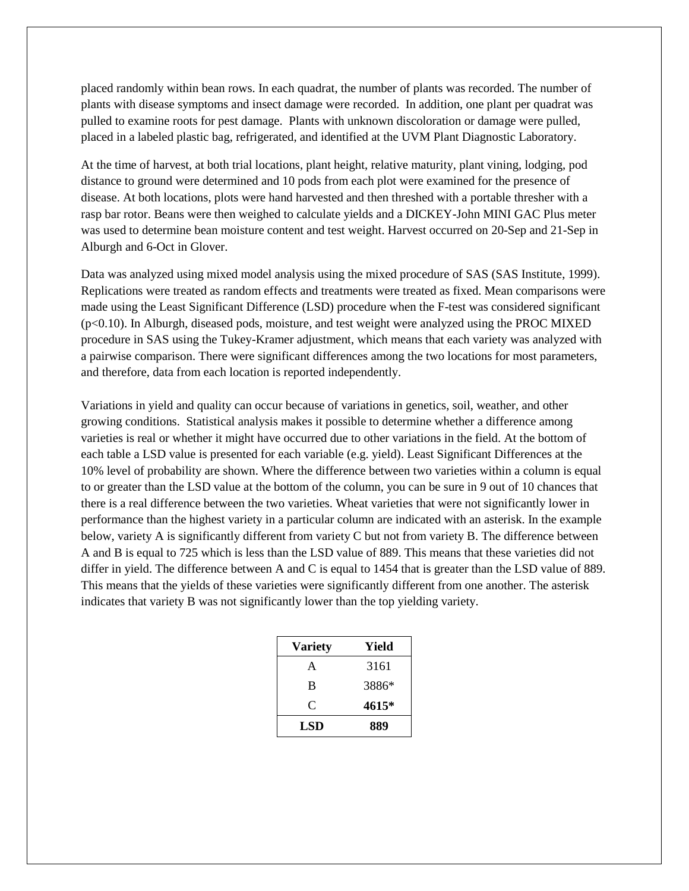placed randomly within bean rows. In each quadrat, the number of plants was recorded. The number of plants with disease symptoms and insect damage were recorded. In addition, one plant per quadrat was pulled to examine roots for pest damage. Plants with unknown discoloration or damage were pulled, placed in a labeled plastic bag, refrigerated, and identified at the UVM Plant Diagnostic Laboratory.

At the time of harvest, at both trial locations, plant height, relative maturity, plant vining, lodging, pod distance to ground were determined and 10 pods from each plot were examined for the presence of disease. At both locations, plots were hand harvested and then threshed with a portable thresher with a rasp bar rotor. Beans were then weighed to calculate yields and a DICKEY-John MINI GAC Plus meter was used to determine bean moisture content and test weight. Harvest occurred on 20-Sep and 21-Sep in Alburgh and 6-Oct in Glover.

Data was analyzed using mixed model analysis using the mixed procedure of SAS (SAS Institute, 1999). Replications were treated as random effects and treatments were treated as fixed. Mean comparisons were made using the Least Significant Difference (LSD) procedure when the F-test was considered significant ($p<0.10$). In Alburgh, diseased pods, moisture, and test weight were analyzed using the PROC MIXED procedure in SAS using the Tukey-Kramer adjustment, which means that each variety was analyzed with a pairwise comparison. There were significant differences among the two locations for most parameters, and therefore, data from each location is reported independently.

Variations in yield and quality can occur because of variations in genetics, soil, weather, and other growing conditions. Statistical analysis makes it possible to determine whether a difference among varieties is real or whether it might have occurred due to other variations in the field. At the bottom of each table a LSD value is presented for each variable (e.g. yield). Least Significant Differences at the 10% level of probability are shown. Where the difference between two varieties within a column is equal to or greater than the LSD value at the bottom of the column, you can be sure in 9 out of 10 chances that there is a real difference between the two varieties. Wheat varieties that were not significantly lower in performance than the highest variety in a particular column are indicated with an asterisk. In the example below, variety A is significantly different from variety C but not from variety B. The difference between A and B is equal to 725 which is less than the LSD value of 889. This means that these varieties did not differ in yield. The difference between A and C is equal to 1454 that is greater than the LSD value of 889. This means that the yields of these varieties were significantly different from one another. The asterisk indicates that variety B was not significantly lower than the top yielding variety.

| Variety | Yield |
|---|---|
| A | 3161 |
| B | 3886* |
| C | **4615*** |
| **LSD** | **889** |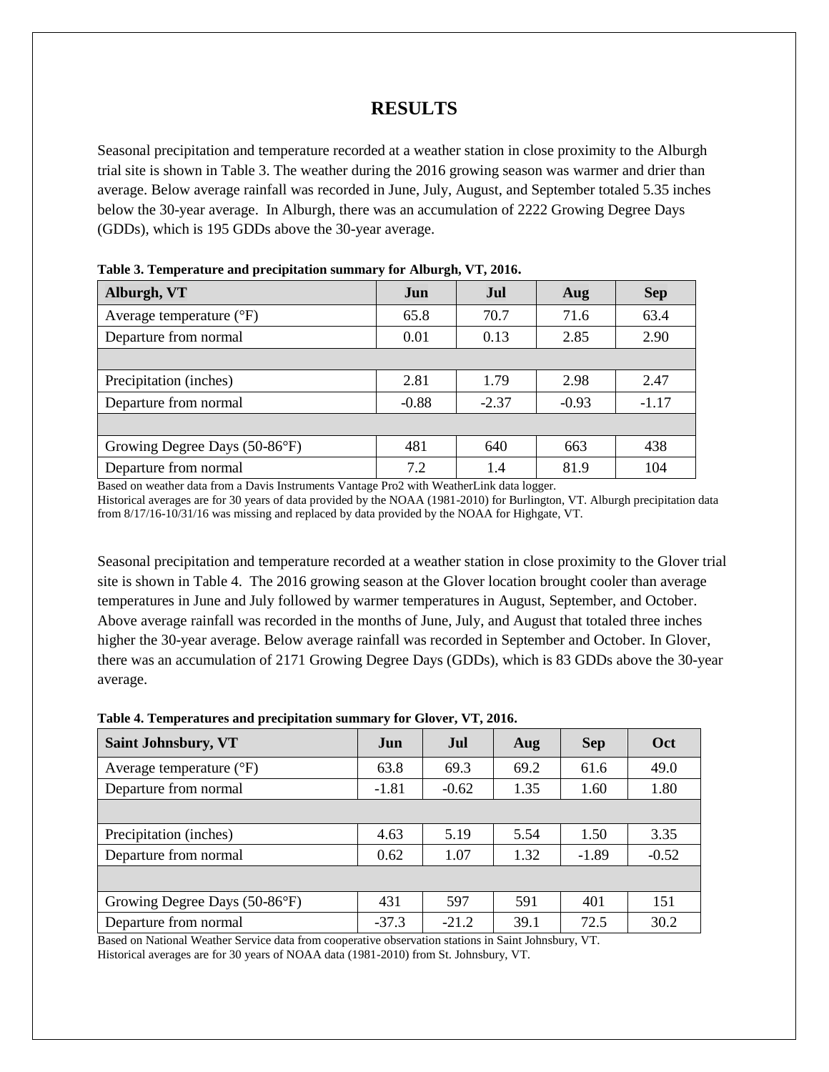# RESULTS

Seasonal precipitation and temperature recorded at a weather station in close proximity to the Alburgh trial site is shown in Table 3. The weather during the 2016 growing season was warmer and drier than average. Below average rainfall was recorded in June, July, August, and September totaled 5.35 inches below the 30-year average. In Alburgh, there was an accumulation of 2222 Growing Degree Days (GDDs), which is 195 GDDs above the 30-year average.

**Table 3. Temperature and precipitation summary for Alburgh, VT, 2016.**

| Alburgh, VT | Jun | Jul | Aug | Sep |
|---|---|---|---|---|
| Average temperature (°F) | 65.8 | 70.7 | 71.6 | 63.4 |
| Departure from normal | 0.01 | 0.13 | 2.85 | 2.90 |
| | | | | |
| Precipitation (inches) | 2.81 | 1.79 | 2.98 | 2.47 |
| Departure from normal | -0.88 | -2.37 | -0.93 | -1.17 |
| | | | | |
| Growing Degree Days (50-86°F) | 481 | 640 | 663 | 438 |
| Departure from normal | 7.2 | 1.4 | 81.9 | 104 |

Based on weather data from a Davis Instruments Vantage Pro2 with WeatherLink data logger.
Historical averages are for 30 years of data provided by the NOAA (1981-2010) for Burlington, VT. Alburgh precipitation data from 8/17/16-10/31/16 was missing and replaced by data provided by the NOAA for Highgate, VT.

Seasonal precipitation and temperature recorded at a weather station in close proximity to the Glover trial site is shown in Table 4. The 2016 growing season at the Glover location brought cooler than average temperatures in June and July followed by warmer temperatures in August, September, and October. Above average rainfall was recorded in the months of June, July, and August that totaled three inches higher the 30-year average. Below average rainfall was recorded in September and October. In Glover, there was an accumulation of 2171 Growing Degree Days (GDDs), which is 83 GDDs above the 30-year average.

**Table 4. Temperatures and precipitation summary for Glover, VT, 2016.**

| Saint Johnsbury, VT | Jun | Jul | Aug | Sep | Oct |
|---|---|---|---|---|---|
| Average temperature (°F) | 63.8 | 69.3 | 69.2 | 61.6 | 49.0 |
| Departure from normal | -1.81 | -0.62 | 1.35 | 1.60 | 1.80 |
| | | | | | |
| Precipitation (inches) | 4.63 | 5.19 | 5.54 | 1.50 | 3.35 |
| Departure from normal | 0.62 | 1.07 | 1.32 | -1.89 | -0.52 |
| | | | | | |
| Growing Degree Days (50-86°F) | 431 | 597 | 591 | 401 | 151 |
| Departure from normal | -37.3 | -21.2 | 39.1 | 72.5 | 30.2 |

Based on National Weather Service data from cooperative observation stations in Saint Johnsbury, VT.
Historical averages are for 30 years of NOAA data (1981-2010) from St. Johnsbury, VT.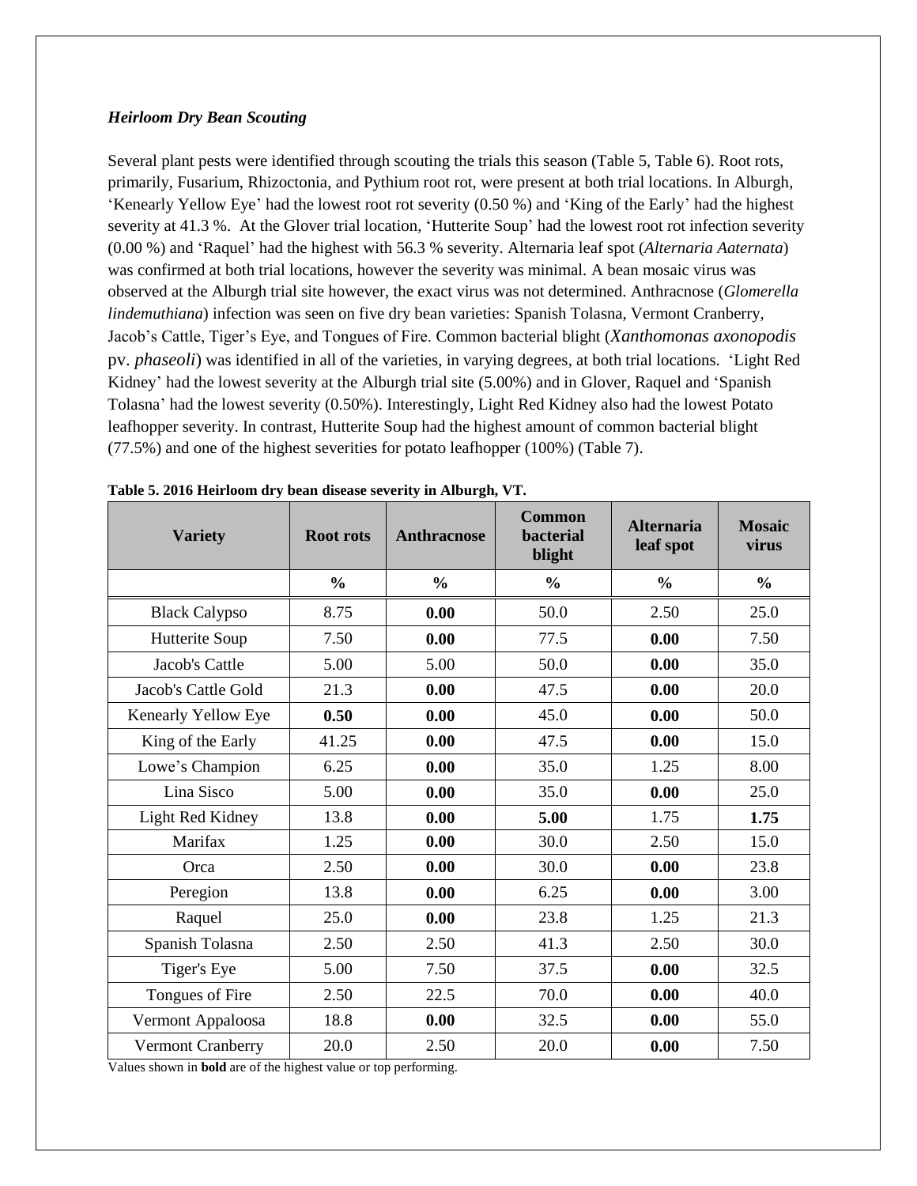### *Heirloom Dry Bean Scouting*

Several plant pests were identified through scouting the trials this season (Table 5, Table 6). Root rots, primarily, Fusarium, Rhizoctonia, and Pythium root rot, were present at both trial locations. In Alburgh, 'Kenearly Yellow Eye' had the lowest root rot severity (0.50 %) and 'King of the Early' had the highest severity at 41.3 %. At the Glover trial location, 'Hutterite Soup' had the lowest root rot infection severity (0.00 %) and 'Raquel' had the highest with 56.3 % severity. Alternaria leaf spot (*Alternaria Aaternata*) was confirmed at both trial locations, however the severity was minimal. A bean mosaic virus was observed at the Alburgh trial site however, the exact virus was not determined. Anthracnose (*Glomerella lindemuthiana*) infection was seen on five dry bean varieties: Spanish Tolasna, Vermont Cranberry, Jacob's Cattle, Tiger's Eye, and Tongues of Fire. Common bacterial blight (*Xanthomonas axonopodis* pv. *phaseoli*) was identified in all of the varieties, in varying degrees, at both trial locations. 'Light Red Kidney' had the lowest severity at the Alburgh trial site (5.00%) and in Glover, Raquel and 'Spanish Tolasna' had the lowest severity (0.50%). Interestingly, Light Red Kidney also had the lowest Potato leafhopper severity. In contrast, Hutterite Soup had the highest amount of common bacterial blight (77.5%) and one of the highest severities for potato leafhopper (100%) (Table 7).

**Table 5. 2016 Heirloom dry bean disease severity in Alburgh, VT.**

| Variety | Root rots | Anthracnose | Common bacterial blight | Alternaria leaf spot | Mosaic virus |
|---|---|---|---|---|---|
| | % | % | % | % | % |
| Black Calypso | 8.75 | **0.00** | 50.0 | 2.50 | 25.0 |
| Hutterite Soup | 7.50 | **0.00** | 77.5 | **0.00** | 7.50 |
| Jacob's Cattle | 5.00 | 5.00 | 50.0 | **0.00** | 35.0 |
| Jacob's Cattle Gold | 21.3 | **0.00** | 47.5 | **0.00** | 20.0 |
| Kenearly Yellow Eye | **0.50** | **0.00** | 45.0 | **0.00** | 50.0 |
| King of the Early | 41.25 | **0.00** | 47.5 | **0.00** | 15.0 |
| Lowe's Champion | 6.25 | **0.00** | 35.0 | 1.25 | 8.00 |
| Lina Sisco | 5.00 | **0.00** | 35.0 | **0.00** | 25.0 |
| Light Red Kidney | 13.8 | **0.00** | **5.00** | 1.75 | **1.75** |
| Marifax | 1.25 | **0.00** | 30.0 | 2.50 | 15.0 |
| Orca | 2.50 | **0.00** | 30.0 | **0.00** | 23.8 |
| Peregion | 13.8 | **0.00** | 6.25 | **0.00** | 3.00 |
| Raquel | 25.0 | **0.00** | 23.8 | 1.25 | 21.3 |
| Spanish Tolasna | 2.50 | 2.50 | 41.3 | 2.50 | 30.0 |
| Tiger's Eye | 5.00 | 7.50 | 37.5 | **0.00** | 32.5 |
| Tongues of Fire | 2.50 | 22.5 | 70.0 | **0.00** | 40.0 |
| Vermont Appaloosa | 18.8 | **0.00** | 32.5 | **0.00** | 55.0 |
| Vermont Cranberry | 20.0 | 2.50 | 20.0 | **0.00** | 7.50 |

Values shown in **bold** are of the highest value or top performing.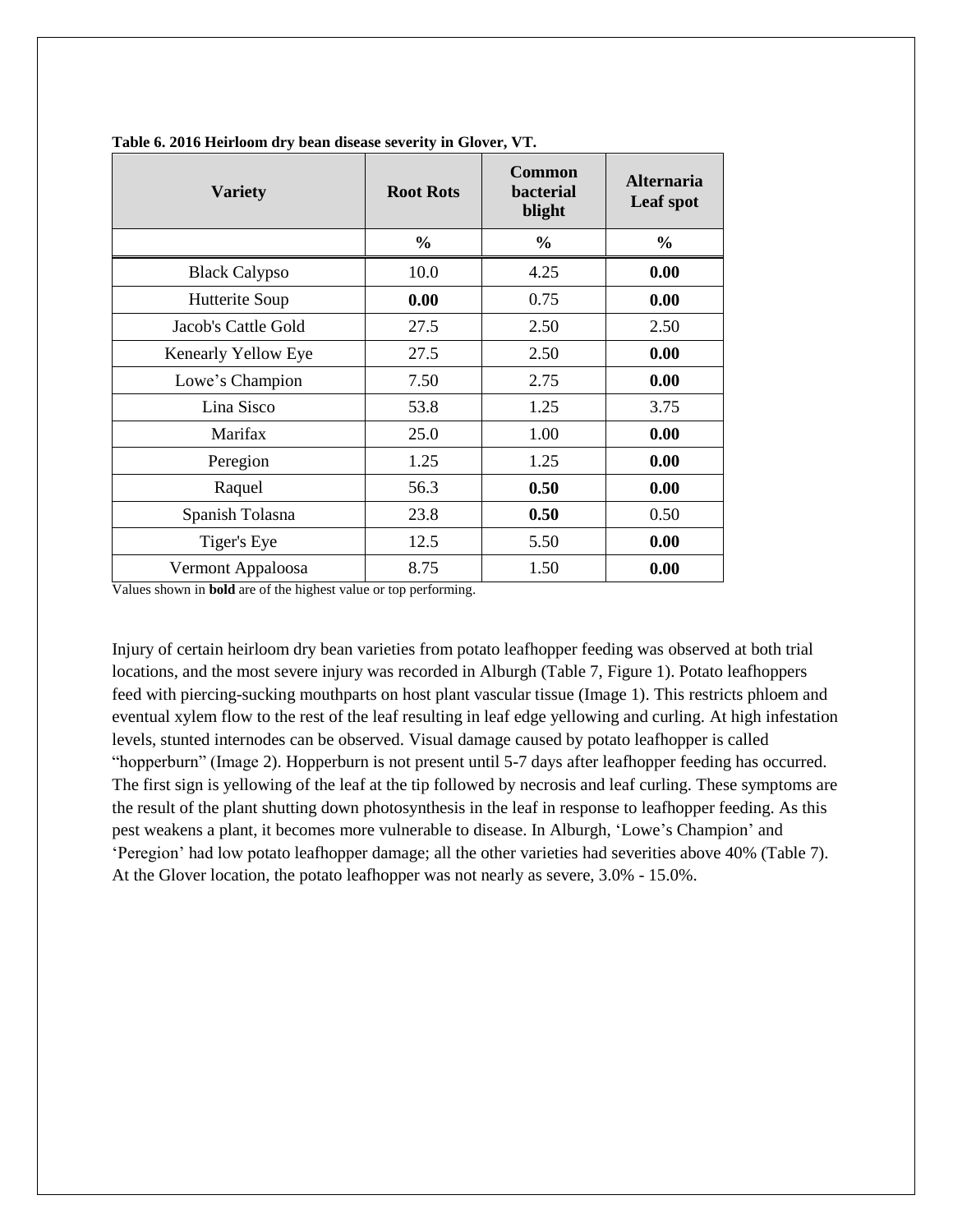**Table 6. 2016 Heirloom dry bean disease severity in Glover, VT.**

| Variety | Root Rots | Common bacterial blight | Alternaria Leaf spot |
|---|---|---|---|
| | % | % | % |
| Black Calypso | 10.0 | 4.25 | **0.00** |
| Hutterite Soup | **0.00** | 0.75 | **0.00** |
| Jacob's Cattle Gold | 27.5 | 2.50 | 2.50 |
| Kenearly Yellow Eye | 27.5 | 2.50 | **0.00** |
| Lowe's Champion | 7.50 | 2.75 | **0.00** |
| Lina Sisco | 53.8 | 1.25 | 3.75 |
| Marifax | 25.0 | 1.00 | **0.00** |
| Peregion | 1.25 | 1.25 | **0.00** |
| Raquel | 56.3 | **0.50** | **0.00** |
| Spanish Tolasna | 23.8 | **0.50** | 0.50 |
| Tiger's Eye | 12.5 | 5.50 | **0.00** |
| Vermont Appaloosa | 8.75 | 1.50 | **0.00** |

Values shown in **bold** are of the highest value or top performing.

Injury of certain heirloom dry bean varieties from potato leafhopper feeding was observed at both trial locations, and the most severe injury was recorded in Alburgh (Table 7, Figure 1). Potato leafhoppers feed with piercing-sucking mouthparts on host plant vascular tissue (Image 1). This restricts phloem and eventual xylem flow to the rest of the leaf resulting in leaf edge yellowing and curling. At high infestation levels, stunted internodes can be observed. Visual damage caused by potato leafhopper is called "hopperburn" (Image 2). Hopperburn is not present until 5-7 days after leafhopper feeding has occurred. The first sign is yellowing of the leaf at the tip followed by necrosis and leaf curling. These symptoms are the result of the plant shutting down photosynthesis in the leaf in response to leafhopper feeding. As this pest weakens a plant, it becomes more vulnerable to disease. In Alburgh, 'Lowe's Champion' and 'Peregion' had low potato leafhopper damage; all the other varieties had severities above 40% (Table 7). At the Glover location, the potato leafhopper was not nearly as severe, 3.0% - 15.0%.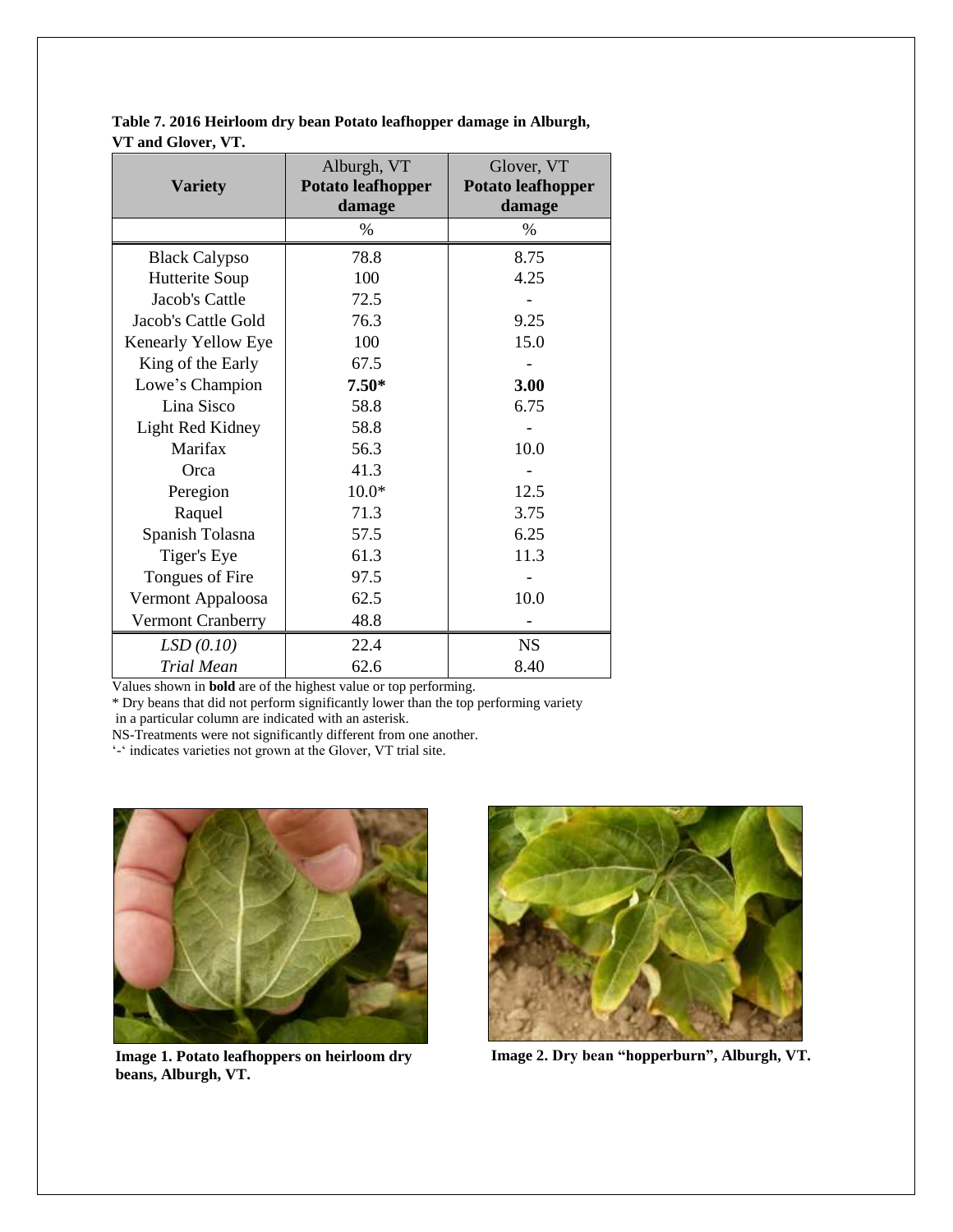**Table 7. 2016 Heirloom dry bean Potato leafhopper damage in Alburgh, VT and Glover, VT.**

| Variety | Alburgh, VT **Potato leafhopper damage** | Glover, VT **Potato leafhopper damage** |
|---|---|---|
| | % | % |
| Black Calypso | 78.8 | 8.75 |
| Hutterite Soup | 100 | 4.25 |
| Jacob's Cattle | 72.5 | - |
| Jacob's Cattle Gold | 76.3 | 9.25 |
| Kenearly Yellow Eye | 100 | 15.0 |
| King of the Early | 67.5 | - |
| Lowe's Champion | **7.50*** | **3.00** |
| Lina Sisco | 58.8 | 6.75 |
| Light Red Kidney | 58.8 | - |
| Marifax | 56.3 | 10.0 |
| Orca | 41.3 | - |
| Peregion | 10.0* | 12.5 |
| Raquel | 71.3 | 3.75 |
| Spanish Tolasna | 57.5 | 6.25 |
| Tiger's Eye | 61.3 | 11.3 |
| Tongues of Fire | 97.5 | - |
| Vermont Appaloosa | 62.5 | 10.0 |
| Vermont Cranberry | 48.8 | - |
| *LSD (0.10)* | 22.4 | NS |
| *Trial Mean* | 62.6 | 8.40 |

Values shown in **bold** are of the highest value or top performing.
* Dry beans that did not perform significantly lower than the top performing variety in a particular column are indicated with an asterisk.
NS-Treatments were not significantly different from one another.
'-' indicates varieties not grown at the Glover, VT trial site.

**Image 1. Potato leafhoppers on heirloom dry beans, Alburgh, VT.**

**Image 2. Dry bean "hopperburn", Alburgh, VT.**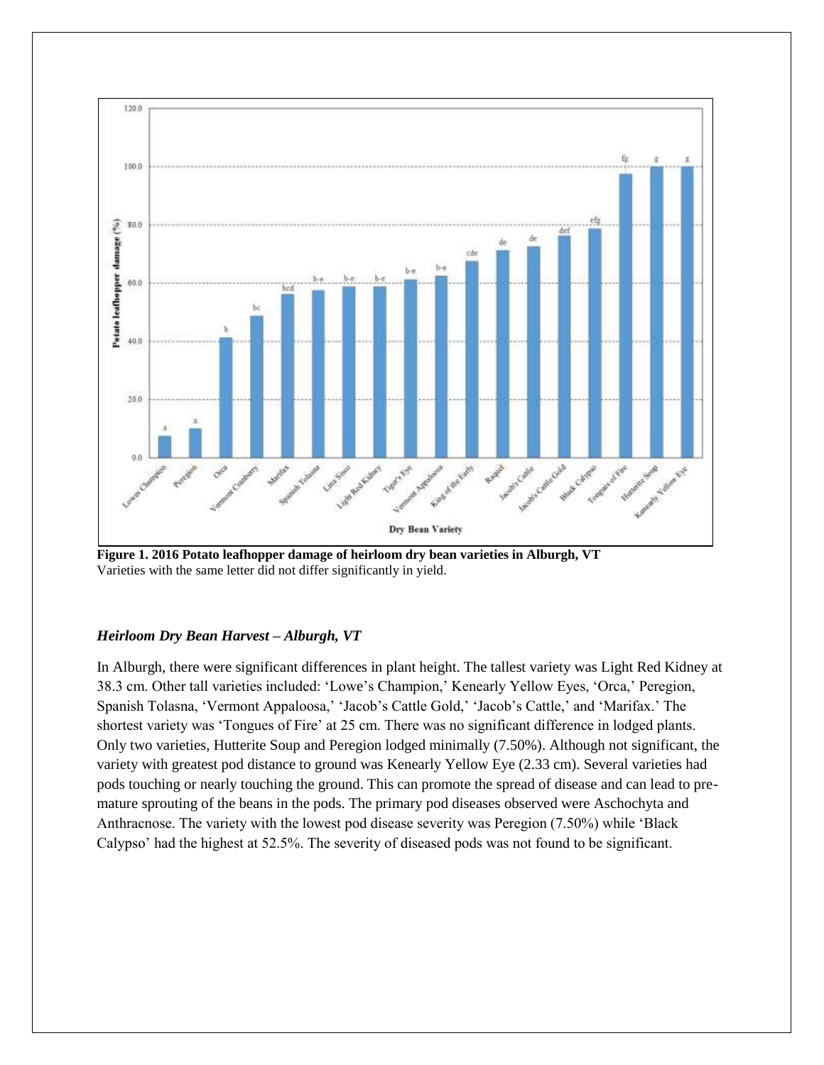**Figure 1. 2016 Potato leafhopper damage of heirloom dry bean varieties in Alburgh, VT**
Varieties with the same letter did not differ significantly in yield.

### *Heirloom Dry Bean Harvest – Alburgh, VT*

In Alburgh, there were significant differences in plant height. The tallest variety was Light Red Kidney at 38.3 cm. Other tall varieties included: 'Lowe's Champion,' Kenearly Yellow Eyes, 'Orca,' Peregion, Spanish Tolasna, 'Vermont Appaloosa,' 'Jacob's Cattle Gold,' 'Jacob's Cattle,' and 'Marifax.' The shortest variety was 'Tongues of Fire' at 25 cm. There was no significant difference in lodged plants. Only two varieties, Hutterite Soup and Peregion lodged minimally (7.50%). Although not significant, the variety with greatest pod distance to ground was Kenearly Yellow Eye (2.33 cm). Several varieties had pods touching or nearly touching the ground. This can promote the spread of disease and can lead to pre-mature sprouting of the beans in the pods. The primary pod diseases observed were Aschochyta and Anthracnose. The variety with the lowest pod disease severity was Peregion (7.50%) while 'Black Calypso' had the highest at 52.5%. The severity of diseased pods was not found to be significant.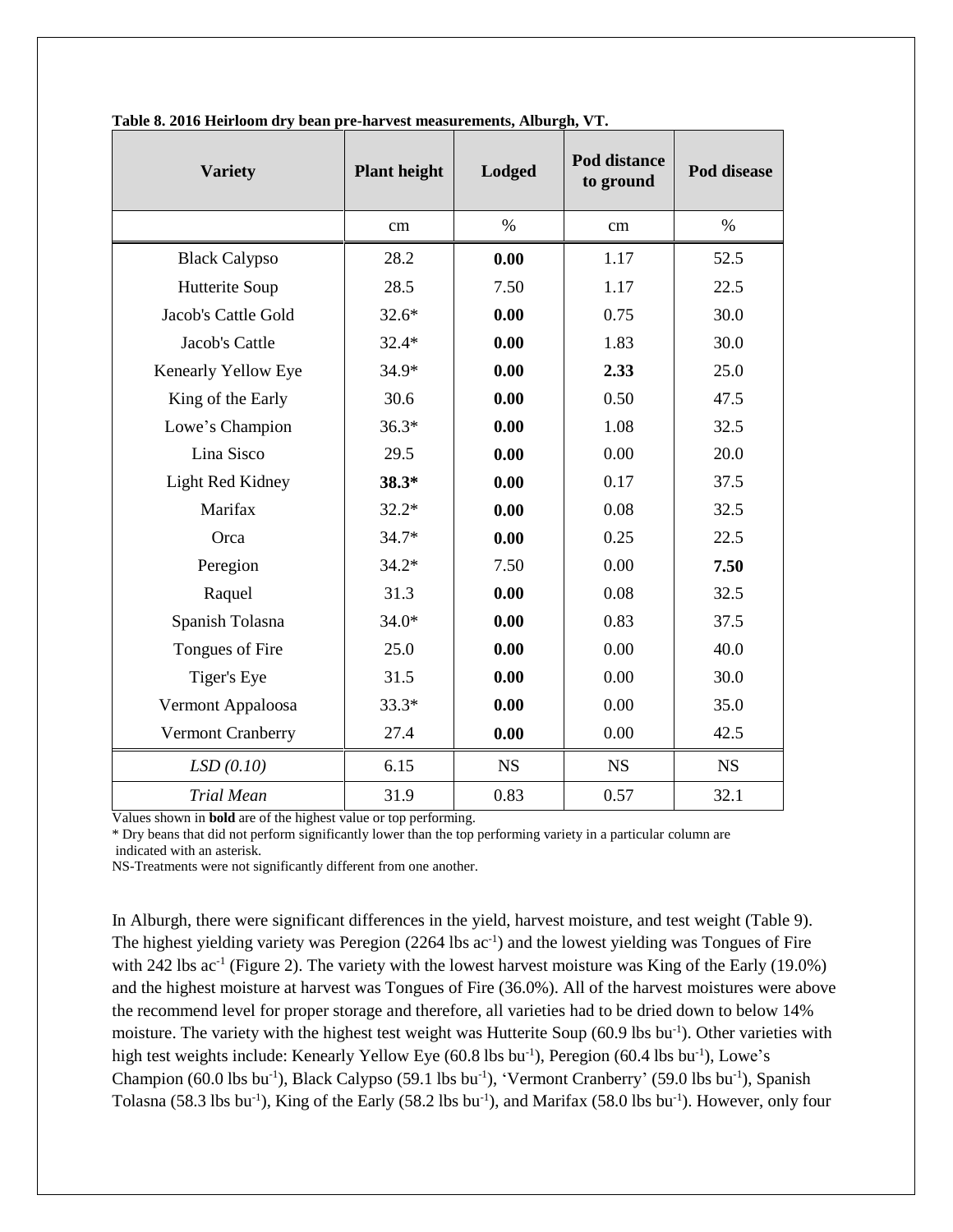**Table 8. 2016 Heirloom dry bean pre-harvest measurements, Alburgh, VT.**

| Variety | Plant height | Lodged | Pod distance to ground | Pod disease |
|---|---|---|---|---|
| | cm | % | cm | % |
| Black Calypso | 28.2 | **0.00** | 1.17 | 52.5 |
| Hutterite Soup | 28.5 | 7.50 | 1.17 | 22.5 |
| Jacob's Cattle Gold | 32.6* | **0.00** | 0.75 | 30.0 |
| Jacob's Cattle | 32.4* | **0.00** | 1.83 | 30.0 |
| Kenearly Yellow Eye | 34.9* | **0.00** | **2.33** | 25.0 |
| King of the Early | 30.6 | **0.00** | 0.50 | 47.5 |
| Lowe's Champion | 36.3* | **0.00** | 1.08 | 32.5 |
| Lina Sisco | 29.5 | **0.00** | 0.00 | 20.0 |
| Light Red Kidney | **38.3*** | **0.00** | 0.17 | 37.5 |
| Marifax | 32.2* | **0.00** | 0.08 | 32.5 |
| Orca | 34.7* | **0.00** | 0.25 | 22.5 |
| Peregion | 34.2* | 7.50 | 0.00 | **7.50** |
| Raquel | 31.3 | **0.00** | 0.08 | 32.5 |
| Spanish Tolasna | 34.0* | **0.00** | 0.83 | 37.5 |
| Tongues of Fire | 25.0 | **0.00** | 0.00 | 40.0 |
| Tiger's Eye | 31.5 | **0.00** | 0.00 | 30.0 |
| Vermont Appaloosa | 33.3* | **0.00** | 0.00 | 35.0 |
| Vermont Cranberry | 27.4 | **0.00** | 0.00 | 42.5 |
| *LSD (0.10)* | 6.15 | NS | NS | NS |
| *Trial Mean* | 31.9 | 0.83 | 0.57 | 32.1 |

Values shown in **bold** are of the highest value or top performing.
* Dry beans that did not perform significantly lower than the top performing variety in a particular column are indicated with an asterisk.
NS-Treatments were not significantly different from one another.

In Alburgh, there were significant differences in the yield, harvest moisture, and test weight (Table 9). The highest yielding variety was Peregion (2264 lbs $ac^{-1}$) and the lowest yielding was Tongues of Fire with 242 lbs $ac^{-1}$ (Figure 2). The variety with the lowest harvest moisture was King of the Early (19.0%) and the highest moisture at harvest was Tongues of Fire (36.0%). All of the harvest moistures were above the recommend level for proper storage and therefore, all varieties had to be dried down to below 14% moisture. The variety with the highest test weight was Hutterite Soup (60.9 lbs $bu^{-1}$). Other varieties with high test weights include: Kenearly Yellow Eye (60.8 lbs $bu^{-1}$), Peregion (60.4 lbs $bu^{-1}$), Lowe's Champion (60.0 lbs $bu^{-1}$), Black Calypso (59.1 lbs $bu^{-1}$), 'Vermont Cranberry' (59.0 lbs $bu^{-1}$), Spanish Tolasna (58.3 lbs $bu^{-1}$), King of the Early (58.2 lbs $bu^{-1}$), and Marifax (58.0 lbs $bu^{-1}$). However, only four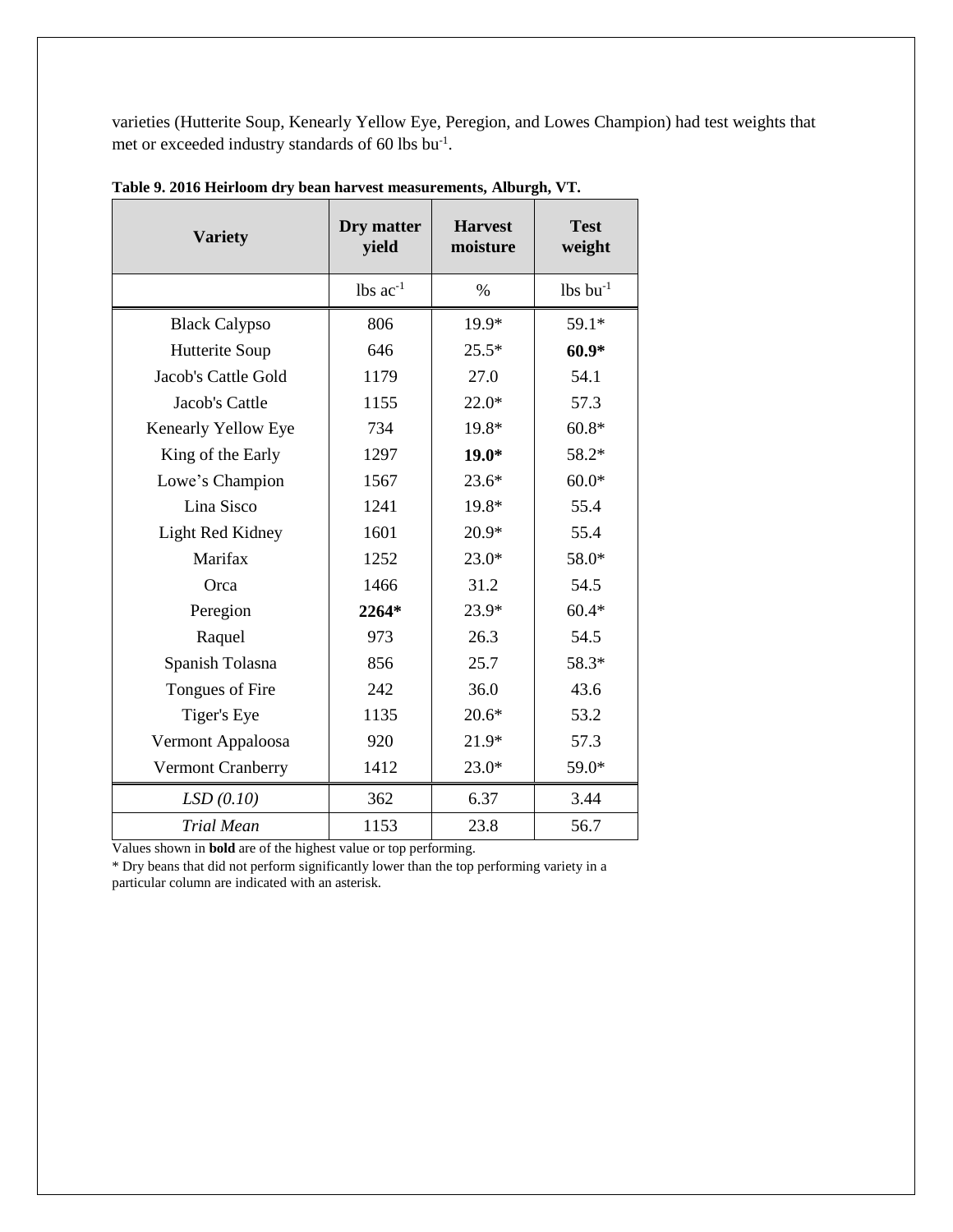varieties (Hutterite Soup, Kenearly Yellow Eye, Peregion, and Lowes Champion) had test weights that met or exceeded industry standards of 60 lbs $bu^{-1}$.

**Table 9. 2016 Heirloom dry bean harvest measurements, Alburgh, VT.**

| Variety | Dry matter yield | Harvest moisture | Test weight |
|---|---|---|---|
| | lbs $ac^{-1}$ | % | lbs $bu^{-1}$ |
| Black Calypso | 806 | 19.9* | 59.1* |
| Hutterite Soup | 646 | 25.5* | **60.9*** |
| Jacob's Cattle Gold | 1179 | 27.0 | 54.1 |
| Jacob's Cattle | 1155 | 22.0* | 57.3 |
| Kenearly Yellow Eye | 734 | 19.8* | 60.8* |
| King of the Early | 1297 | **19.0*** | 58.2* |
| Lowe's Champion | 1567 | 23.6* | 60.0* |
| Lina Sisco | 1241 | 19.8* | 55.4 |
| Light Red Kidney | 1601 | 20.9* | 55.4 |
| Marifax | 1252 | 23.0* | 58.0* |
| Orca | 1466 | 31.2 | 54.5 |
| Peregion | **2264*** | 23.9* | 60.4* |
| Raquel | 973 | 26.3 | 54.5 |
| Spanish Tolasna | 856 | 25.7 | 58.3* |
| Tongues of Fire | 242 | 36.0 | 43.6 |
| Tiger's Eye | 1135 | 20.6* | 53.2 |
| Vermont Appaloosa | 920 | 21.9* | 57.3 |
| Vermont Cranberry | 1412 | 23.0* | 59.0* |
| *LSD (0.10)* | 362 | 6.37 | 3.44 |
| *Trial Mean* | 1153 | 23.8 | 56.7 |

Values shown in **bold** are of the highest value or top performing.

* Dry beans that did not perform significantly lower than the top performing variety in a particular column are indicated with an asterisk.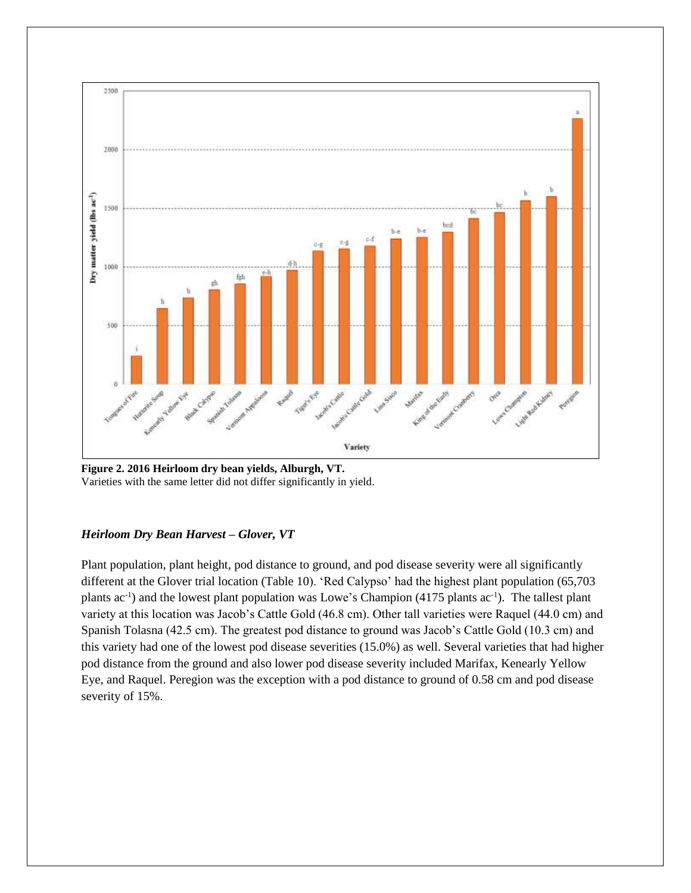**Figure 2. 2016 Heirloom dry bean yields, Alburgh, VT.**
Varieties with the same letter did not differ significantly in yield.

### *Heirloom Dry Bean Harvest – Glover, VT*

Plant population, plant height, pod distance to ground, and pod disease severity were all significantly different at the Glover trial location (Table 10). 'Red Calypso' had the highest plant population (65,703 plants $ac^{-1}$) and the lowest plant population was Lowe's Champion (4175 plants $ac^{-1}$). The tallest plant variety at this location was Jacob's Cattle Gold (46.8 cm). Other tall varieties were Raquel (44.0 cm) and Spanish Tolasna (42.5 cm). The greatest pod distance to ground was Jacob's Cattle Gold (10.3 cm) and this variety had one of the lowest pod disease severities (15.0%) as well. Several varieties that had higher pod distance from the ground and also lower pod disease severity included Marifax, Kenearly Yellow Eye, and Raquel. Peregion was the exception with a pod distance to ground of 0.58 cm and pod disease severity of 15%.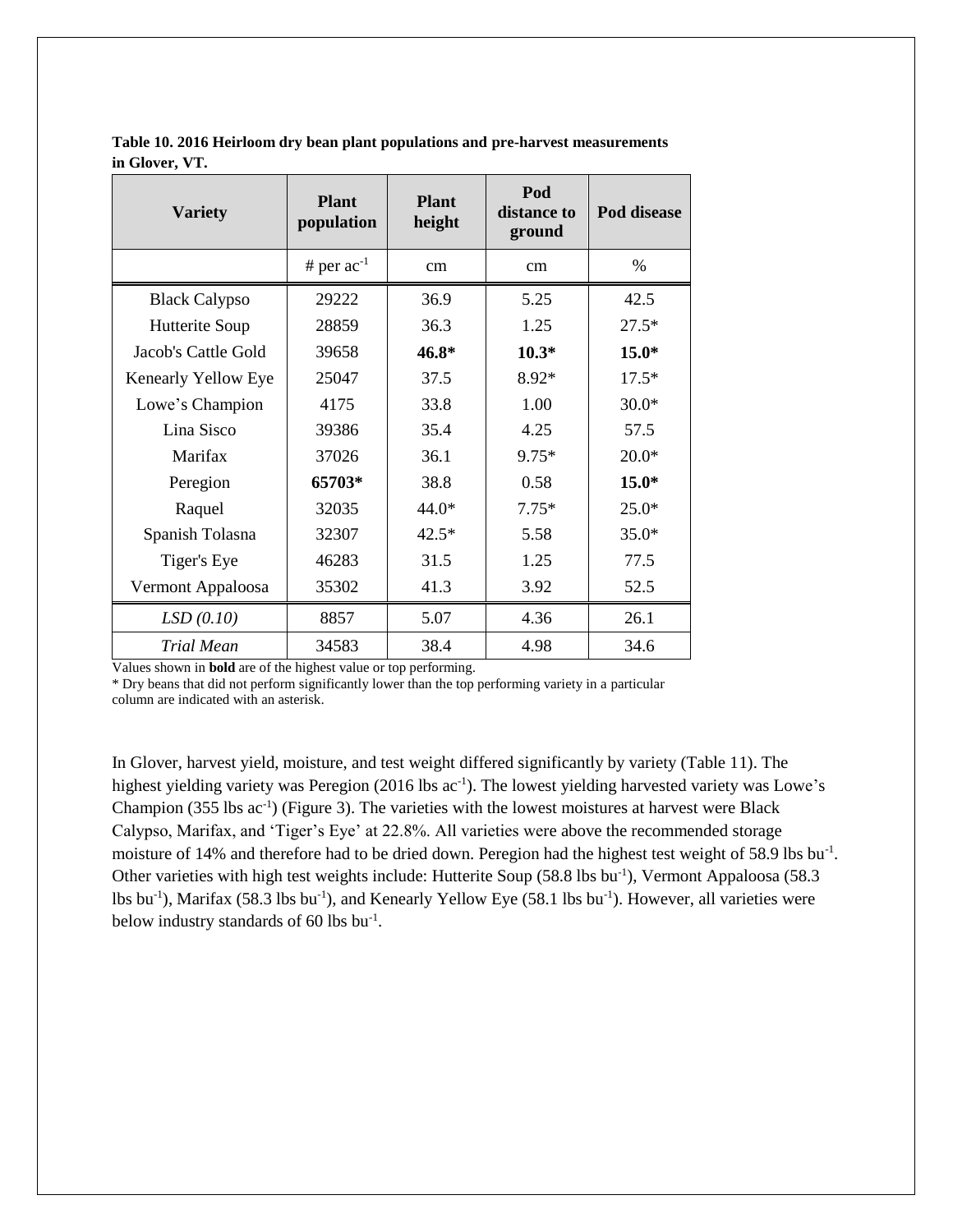**Table 10. 2016 Heirloom dry bean plant populations and pre-harvest measurements in Glover, VT.**

| Variety | Plant population | Plant height | Pod distance to ground | Pod disease |
|---|---|---|---|---|
| | # per $ac^{-1}$ | cm | cm | % |
| Black Calypso | 29222 | 36.9 | 5.25 | 42.5 |
| Hutterite Soup | 28859 | 36.3 | 1.25 | 27.5* |
| Jacob's Cattle Gold | 39658 | **46.8*** | **10.3*** | **15.0*** |
| Kenearly Yellow Eye | 25047 | 37.5 | 8.92* | 17.5* |
| Lowe's Champion | 4175 | 33.8 | 1.00 | 30.0* |
| Lina Sisco | 39386 | 35.4 | 4.25 | 57.5 |
| Marifax | 37026 | 36.1 | 9.75* | 20.0* |
| Peregion | **65703*** | 38.8 | 0.58 | **15.0*** |
| Raquel | 32035 | 44.0* | 7.75* | 25.0* |
| Spanish Tolasna | 32307 | 42.5* | 5.58 | 35.0* |
| Tiger's Eye | 46283 | 31.5 | 1.25 | 77.5 |
| Vermont Appaloosa | 35302 | 41.3 | 3.92 | 52.5 |
| *LSD (0.10)* | 8857 | 5.07 | 4.36 | 26.1 |
| *Trial Mean* | 34583 | 38.4 | 4.98 | 34.6 |

Values shown in **bold** are of the highest value or top performing.

* Dry beans that did not perform significantly lower than the top performing variety in a particular column are indicated with an asterisk.

In Glover, harvest yield, moisture, and test weight differed significantly by variety (Table 11). The highest yielding variety was Peregion (2016 lbs $ac^{-1}$). The lowest yielding harvested variety was Lowe's Champion (355 lbs $ac^{-1}$) (Figure 3). The varieties with the lowest moistures at harvest were Black Calypso, Marifax, and 'Tiger's Eye' at 22.8%. All varieties were above the recommended storage moisture of 14% and therefore had to be dried down. Peregion had the highest test weight of 58.9 lbs $bu^{-1}$. Other varieties with high test weights include: Hutterite Soup (58.8 lbs $bu^{-1}$), Vermont Appaloosa (58.3 lbs $bu^{-1}$), Marifax (58.3 lbs $bu^{-1}$), and Kenearly Yellow Eye (58.1 lbs $bu^{-1}$). However, all varieties were below industry standards of 60 lbs $bu^{-1}$.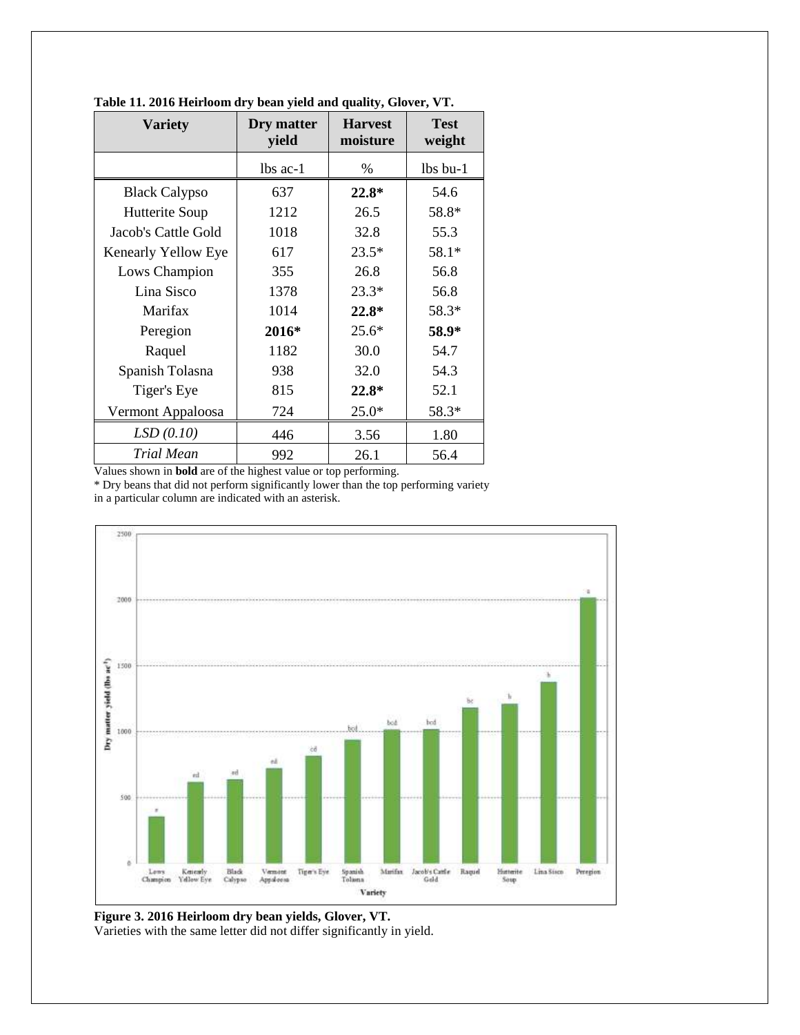**Table 11. 2016 Heirloom dry bean yield and quality, Glover, VT.**

| Variety | Dry matter yield | Harvest moisture | Test weight |
|---|---|---|---|
| | lbs ac-1 | % | lbs bu-1 |
| Black Calypso | 637 | **22.8*** | 54.6 |
| Hutterite Soup | 1212 | 26.5 | 58.8* |
| Jacob's Cattle Gold | 1018 | 32.8 | 55.3 |
| Kenearly Yellow Eye | 617 | 23.5* | 58.1* |
| Lows Champion | 355 | 26.8 | 56.8 |
| Lina Sisco | 1378 | 23.3* | 56.8 |
| Marifax | 1014 | **22.8*** | 58.3* |
| Peregion | **2016*** | 25.6* | **58.9*** |
| Raquel | 1182 | 30.0 | 54.7 |
| Spanish Tolasna | 938 | 32.0 | 54.3 |
| Tiger's Eye | 815 | **22.8*** | 52.1 |
| Vermont Appaloosa | 724 | 25.0* | 58.3* |
| *LSD (0.10)* | 446 | 3.56 | 1.80 |
| *Trial Mean* | 992 | 26.1 | 56.4 |

Values shown in **bold** are of the highest value or top performing.
* Dry beans that did not perform significantly lower than the top performing variety in a particular column are indicated with an asterisk.

**Figure 3. 2016 Heirloom dry bean yields, Glover, VT.**
Varieties with the same letter did not differ significantly in yield.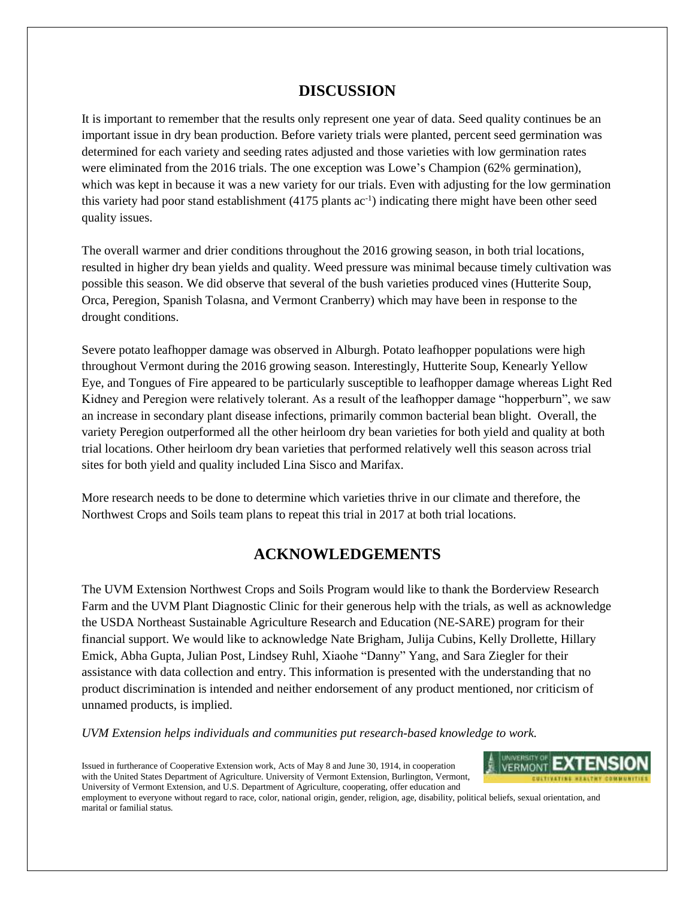## DISCUSSION

It is important to remember that the results only represent one year of data. Seed quality continues be an important issue in dry bean production. Before variety trials were planted, percent seed germination was determined for each variety and seeding rates adjusted and those varieties with low germination rates were eliminated from the 2016 trials. The one exception was Lowe's Champion (62% germination), which was kept in because it was a new variety for our trials. Even with adjusting for the low germination this variety had poor stand establishment (4175 plants $ac^{-1}$) indicating there might have been other seed quality issues.

The overall warmer and drier conditions throughout the 2016 growing season, in both trial locations, resulted in higher dry bean yields and quality. Weed pressure was minimal because timely cultivation was possible this season. We did observe that several of the bush varieties produced vines (Hutterite Soup, Orca, Peregion, Spanish Tolasna, and Vermont Cranberry) which may have been in response to the drought conditions.

Severe potato leafhopper damage was observed in Alburgh. Potato leafhopper populations were high throughout Vermont during the 2016 growing season. Interestingly, Hutterite Soup, Kenearly Yellow Eye, and Tongues of Fire appeared to be particularly susceptible to leafhopper damage whereas Light Red Kidney and Peregion were relatively tolerant. As a result of the leafhopper damage "hopperburn", we saw an increase in secondary plant disease infections, primarily common bacterial bean blight. Overall, the variety Peregion outperformed all the other heirloom dry bean varieties for both yield and quality at both trial locations. Other heirloom dry bean varieties that performed relatively well this season across trial sites for both yield and quality included Lina Sisco and Marifax.

More research needs to be done to determine which varieties thrive in our climate and therefore, the Northwest Crops and Soils team plans to repeat this trial in 2017 at both trial locations.

## ACKNOWLEDGEMENTS

The UVM Extension Northwest Crops and Soils Program would like to thank the Borderview Research Farm and the UVM Plant Diagnostic Clinic for their generous help with the trials, as well as acknowledge the USDA Northeast Sustainable Agriculture Research and Education (NE-SARE) program for their financial support. We would like to acknowledge Nate Brigham, Julija Cubins, Kelly Drollette, Hillary Emick, Abha Gupta, Julian Post, Lindsey Ruhl, Xiaohe "Danny" Yang, and Sara Ziegler for their assistance with data collection and entry. This information is presented with the understanding that no product discrimination is intended and neither endorsement of any product mentioned, nor criticism of unnamed products, is implied.

*UVM Extension helps individuals and communities put research-based knowledge to work.*

Issued in furtherance of Cooperative Extension work, Acts of May 8 and June 30, 1914, in cooperation with the United States Department of Agriculture. University of Vermont Extension, Burlington, Vermont, University of Vermont Extension, and U.S. Department of Agriculture, cooperating, offer education and employment to everyone without regard to race, color, national origin, gender, religion, age, disability, political beliefs, sexual orientation, and marital or familial status.

UNIVERSITY OF VERMONT EXTENSION
CULTIVATING HEALTHY COMMUNITIES